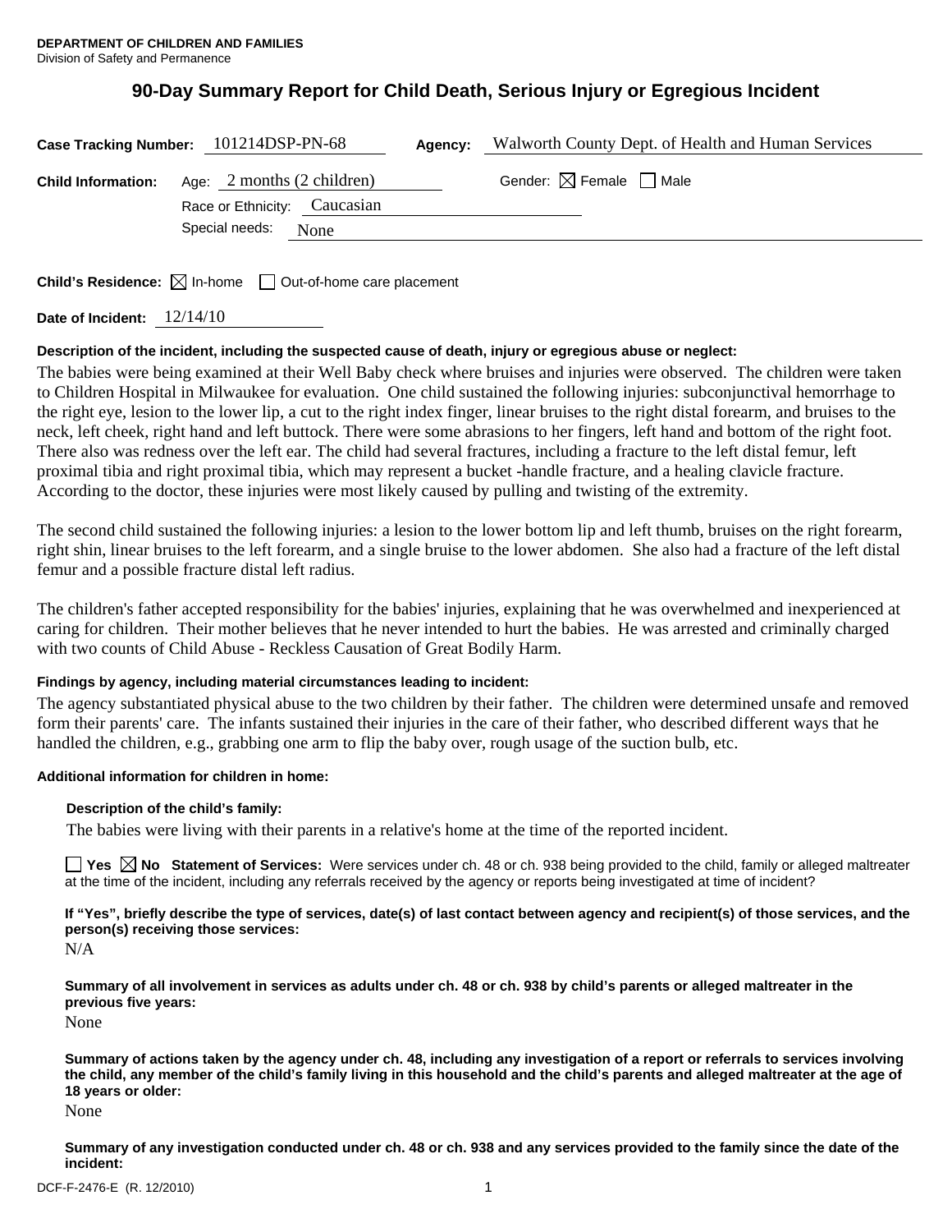**DEPARTMENT OF CHILDREN AND FAMILIES**
Division of Safety and Permanence

# 90-Day Summary Report for Child Death, Serious Injury or Egregious Incident

**Case Tracking Number:** 101214DSP-PN-68 **Agency:** Walworth County Dept. of Health and Human Services

**Child Information:** Age: 2 months (2 children) Gender: ☒ Female ☐ Male

Race or Ethnicity: Caucasian

Special needs: None

**Child's Residence:** ☒ In-home ☐ Out-of-home care placement

**Date of Incident:** 12/14/10

**Description of the incident, including the suspected cause of death, injury or egregious abuse or neglect:**

The babies were being examined at their Well Baby check where bruises and injuries were observed. The children were taken to Children Hospital in Milwaukee for evaluation. One child sustained the following injuries: subconjunctival hemorrhage to the right eye, lesion to the lower lip, a cut to the right index finger, linear bruises to the right distal forearm, and bruises to the neck, left cheek, right hand and left buttock. There were some abrasions to her fingers, left hand and bottom of the right foot. There also was redness over the left ear. The child had several fractures, including a fracture to the left distal femur, left proximal tibia and right proximal tibia, which may represent a bucket -handle fracture, and a healing clavicle fracture. According to the doctor, these injuries were most likely caused by pulling and twisting of the extremity.

The second child sustained the following injuries: a lesion to the lower bottom lip and left thumb, bruises on the right forearm, right shin, linear bruises to the left forearm, and a single bruise to the lower abdomen. She also had a fracture of the left distal femur and a possible fracture distal left radius.

The children's father accepted responsibility for the babies' injuries, explaining that he was overwhelmed and inexperienced at caring for children. Their mother believes that he never intended to hurt the babies. He was arrested and criminally charged with two counts of Child Abuse - Reckless Causation of Great Bodily Harm.

**Findings by agency, including material circumstances leading to incident:**

The agency substantiated physical abuse to the two children by their father. The children were determined unsafe and removed form their parents' care. The infants sustained their injuries in the care of their father, who described different ways that he handled the children, e.g., grabbing one arm to flip the baby over, rough usage of the suction bulb, etc.

**Additional information for children in home:**

**Description of the child's family:**

The babies were living with their parents in a relative's home at the time of the reported incident.

☐ **Yes** ☒ **No Statement of Services:** Were services under ch. 48 or ch. 938 being provided to the child, family or alleged maltreater at the time of the incident, including any referrals received by the agency or reports being investigated at time of incident?

**If "Yes", briefly describe the type of services, date(s) of last contact between agency and recipient(s) of those services, and the person(s) receiving those services:**

N/A

**Summary of all involvement in services as adults under ch. 48 or ch. 938 by child's parents or alleged maltreater in the previous five years:**

None

**Summary of actions taken by the agency under ch. 48, including any investigation of a report or referrals to services involving the child, any member of the child's family living in this household and the child's parents and alleged maltreater at the age of 18 years or older:**

None

**Summary of any investigation conducted under ch. 48 or ch. 938 and any services provided to the family since the date of the incident:**

DCF-F-2476-E (R. 12/2010)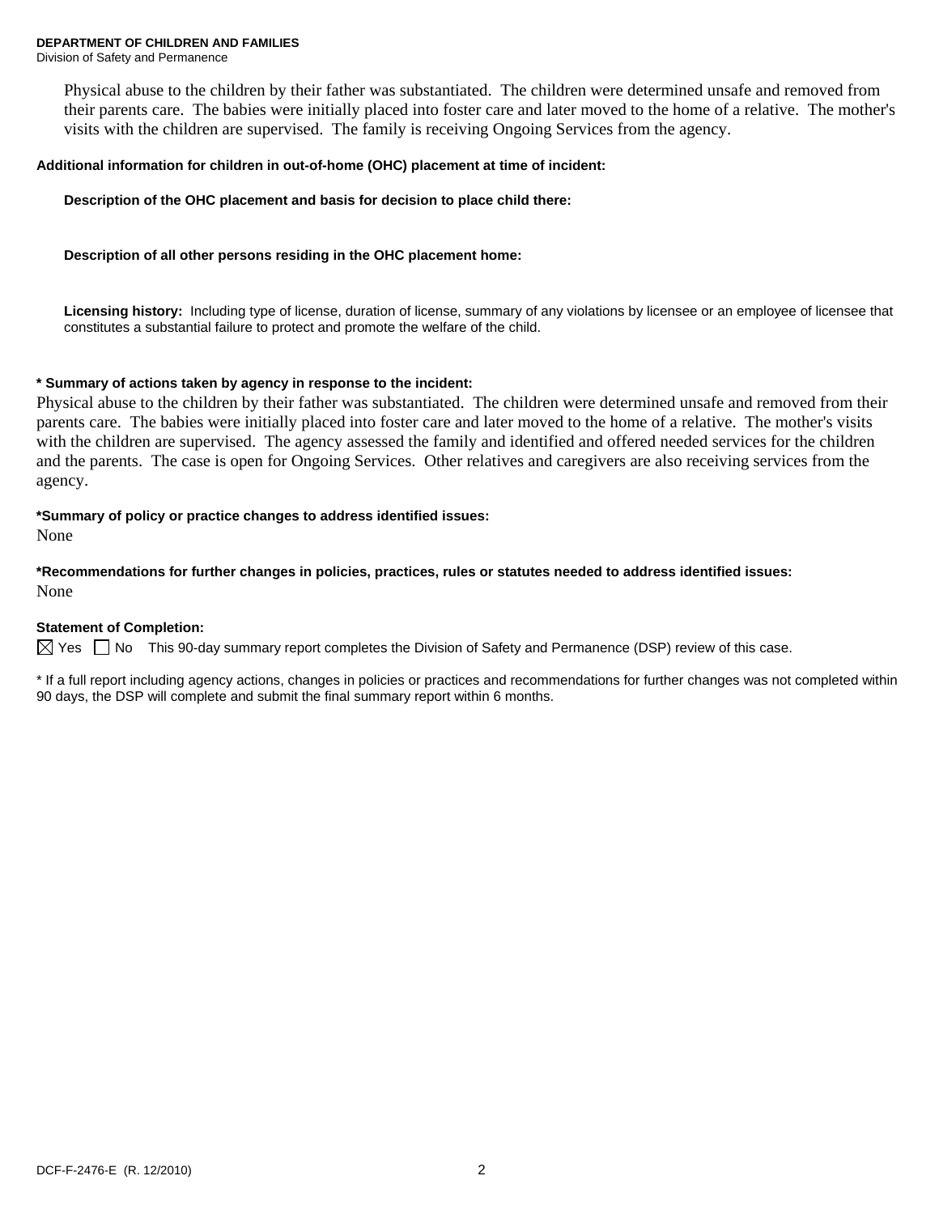Physical abuse to the children by their father was substantiated. The children were determined unsafe and removed from their parents care. The babies were initially placed into foster care and later moved to the home of a relative. The mother's visits with the children are supervised. The family is receiving Ongoing Services from the agency.

**Additional information for children in out-of-home (OHC) placement at time of incident:**

**Description of the OHC placement and basis for decision to place child there:**

**Description of all other persons residing in the OHC placement home:**

**Licensing history:** Including type of license, duration of license, summary of any violations by licensee or an employee of licensee that constitutes a substantial failure to protect and promote the welfare of the child.

**\* Summary of actions taken by agency in response to the incident:**

Physical abuse to the children by their father was substantiated. The children were determined unsafe and removed from their parents care. The babies were initially placed into foster care and later moved to the home of a relative. The mother's visits with the children are supervised. The agency assessed the family and identified and offered needed services for the children and the parents. The case is open for Ongoing Services. Other relatives and caregivers are also receiving services from the agency.

**\*Summary of policy or practice changes to address identified issues:**

None

**\*Recommendations for further changes in policies, practices, rules or statutes needed to address identified issues:**

None

**Statement of Completion:**

☒ Yes ☐ No This 90-day summary report completes the Division of Safety and Permanence (DSP) review of this case.

\* If a full report including agency actions, changes in policies or practices and recommendations for further changes was not completed within 90 days, the DSP will complete and submit the final summary report within 6 months.